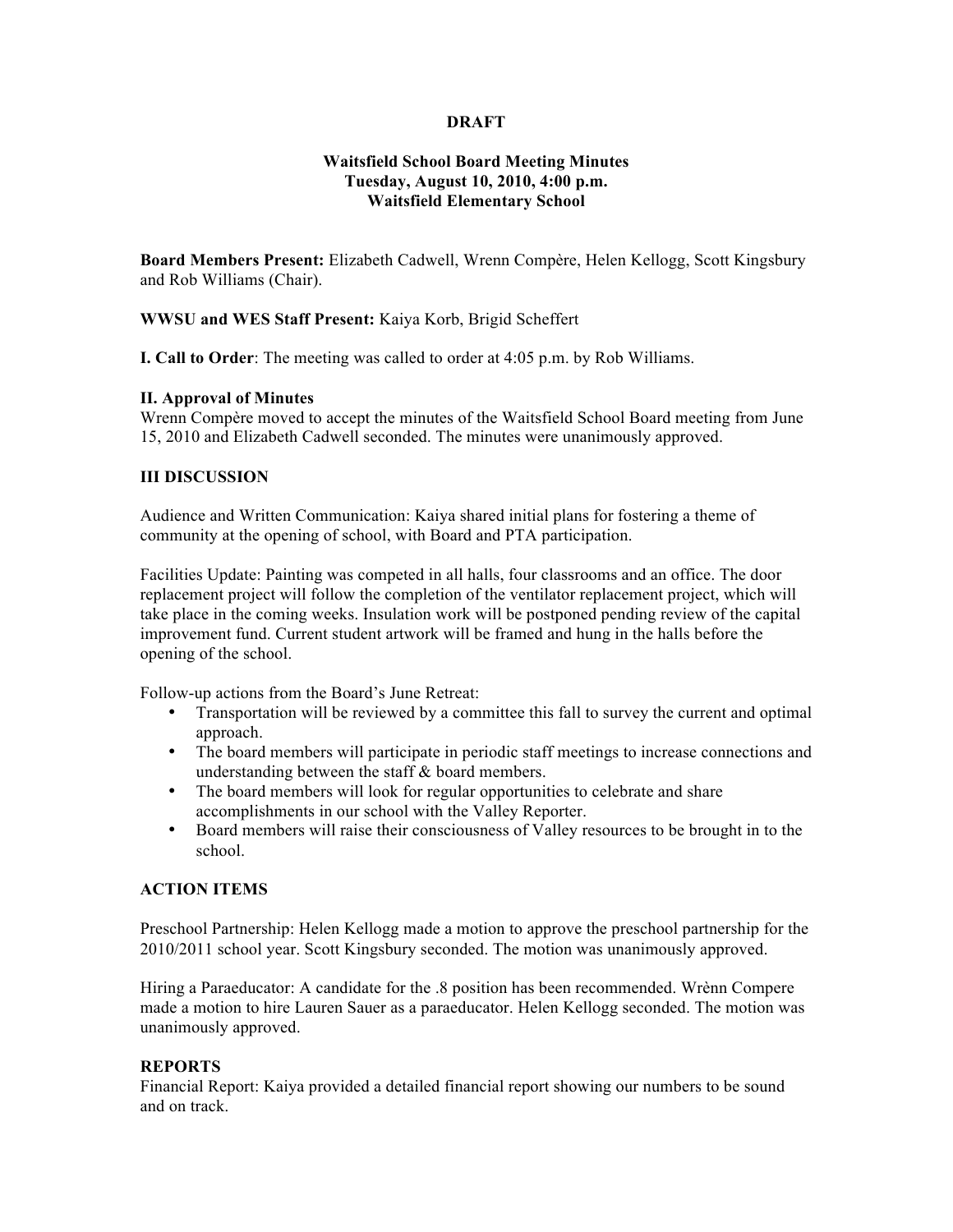**DRAFT**

**Waitsfield School Board Meeting Minutes**
**Tuesday, August 10, 2010, 4:00 p.m.**
**Waitsfield Elementary School**

**Board Members Present:** Elizabeth Cadwell, Wrenn Compère, Helen Kellogg, Scott Kingsbury and Rob Williams (Chair).

**WWSU and WES Staff Present:** Kaiya Korb, Brigid Scheffert

**I. Call to Order**: The meeting was called to order at 4:05 p.m. by Rob Williams.

**II. Approval of Minutes**
Wrenn Compère moved to accept the minutes of the Waitsfield School Board meeting from June 15, 2010 and Elizabeth Cadwell seconded. The minutes were unanimously approved.

**III DISCUSSION**

Audience and Written Communication: Kaiya shared initial plans for fostering a theme of community at the opening of school, with Board and PTA participation.

Facilities Update: Painting was competed in all halls, four classrooms and an office. The door replacement project will follow the completion of the ventilator replacement project, which will take place in the coming weeks. Insulation work will be postponed pending review of the capital improvement fund. Current student artwork will be framed and hung in the halls before the opening of the school.

Follow-up actions from the Board's June Retreat:

- Transportation will be reviewed by a committee this fall to survey the current and optimal approach.
- The board members will participate in periodic staff meetings to increase connections and understanding between the staff & board members.
- The board members will look for regular opportunities to celebrate and share accomplishments in our school with the Valley Reporter.
- Board members will raise their consciousness of Valley resources to be brought in to the school.

**ACTION ITEMS**

Preschool Partnership: Helen Kellogg made a motion to approve the preschool partnership for the 2010/2011 school year. Scott Kingsbury seconded. The motion was unanimously approved.

Hiring a Paraeducator: A candidate for the .8 position has been recommended. Wrènn Compere made a motion to hire Lauren Sauer as a paraeducator. Helen Kellogg seconded. The motion was unanimously approved.

**REPORTS**
Financial Report: Kaiya provided a detailed financial report showing our numbers to be sound and on track.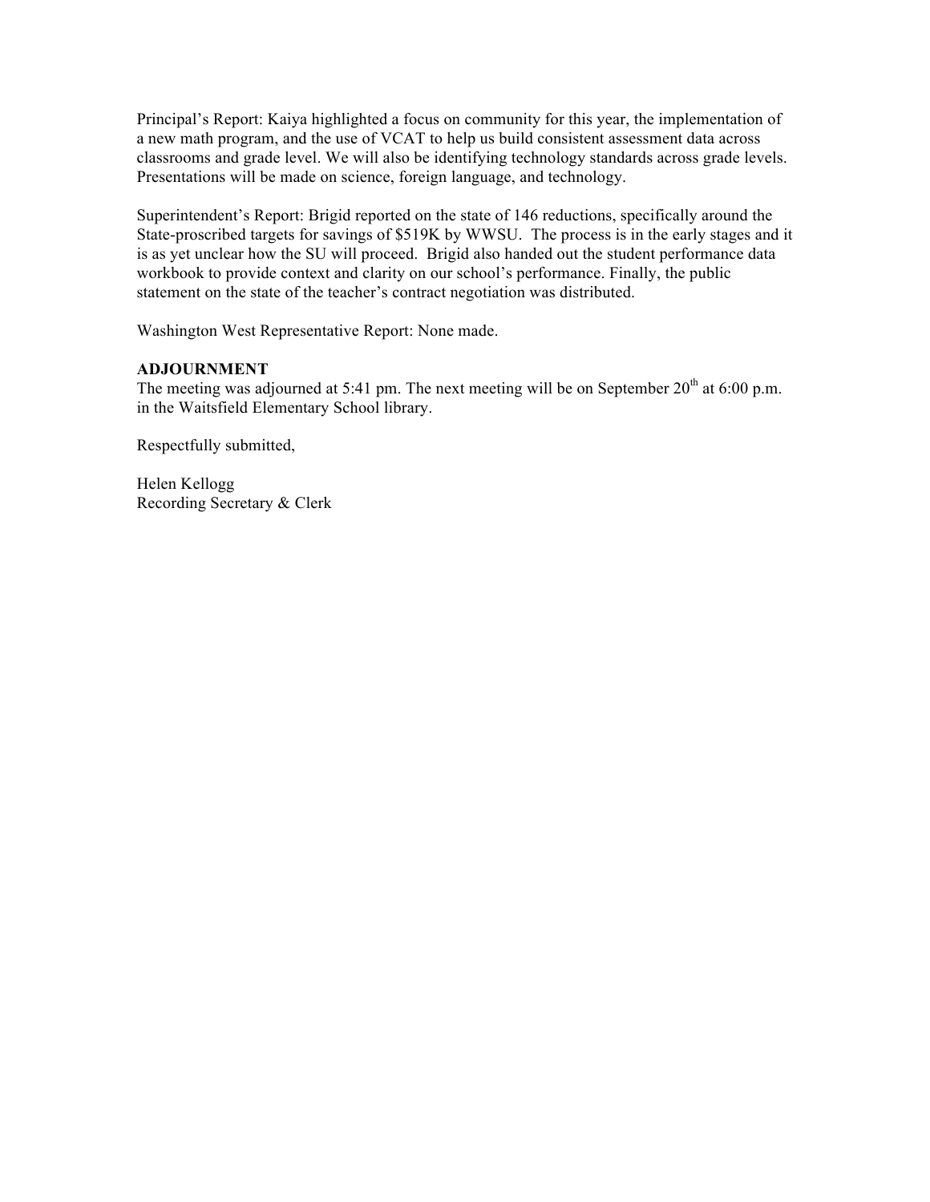Principal's Report: Kaiya highlighted a focus on community for this year, the implementation of a new math program, and the use of VCAT to help us build consistent assessment data across classrooms and grade level. We will also be identifying technology standards across grade levels. Presentations will be made on science, foreign language, and technology.

Superintendent's Report: Brigid reported on the state of 146 reductions, specifically around the State-proscribed targets for savings of $519K by WWSU.  The process is in the early stages and it is as yet unclear how the SU will proceed.  Brigid also handed out the student performance data workbook to provide context and clarity on our school's performance. Finally, the public statement on the state of the teacher's contract negotiation was distributed.

Washington West Representative Report: None made.

**ADJOURNMENT**

The meeting was adjourned at 5:41 pm. The next meeting will be on September 20th at 6:00 p.m. in the Waitsfield Elementary School library.

Respectfully submitted,

Helen Kellogg
Recording Secretary & Clerk